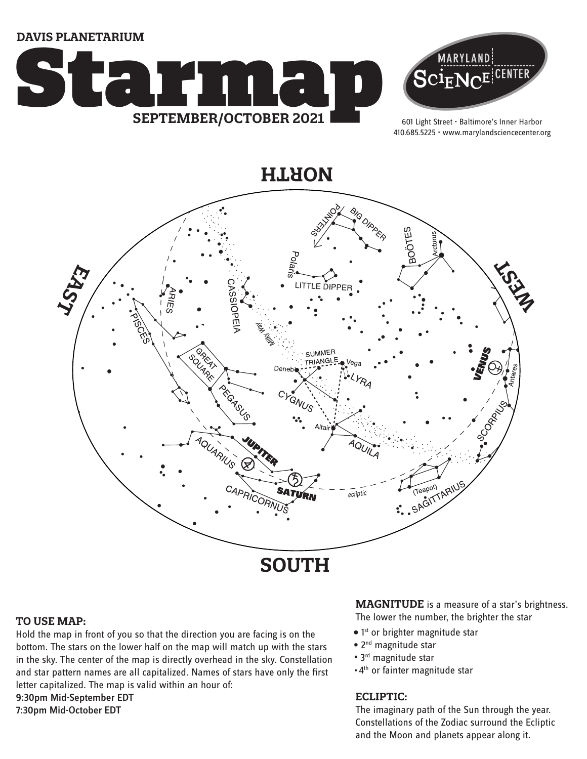DAVIS PLANETARIUM

# Starmap

## SEPTEMBER/OCTOBER 2021

MARYLAND SCIENCE CENTER

601 Light Street • Baltimore's Inner Harbor
410.685.5225 • www.marylandsciencecenter.org

NORTH

EAST

WEST

SOUTH

POINTERS BIG DIPPER BOÖTES Arcturus Polaris LITTLE DIPPER CASSIOPEIA ARIES PISCES Milky Way SUMMER TRIANGLE Vega Deneb LYRA GREAT SQUARE PEGASUS CYGNUS VENUS Antares SCORPIUS Altair AQUILA JUPITER AQUARIUS SATURN CAPRICORNUS ecliptic (Teapot) SAGITTARIUS

### TO USE MAP:

Hold the map in front of you so that the direction you are facing is on the bottom. The stars on the lower half on the map will match up with the stars in the sky. The center of the map is directly overhead in the sky. Constellation and star pattern names are all capitalized. Names of stars have only the first letter capitalized. The map is valid within an hour of:

9:30pm Mid-September EDT
7:30pm Mid-October EDT

**MAGNITUDE** is a measure of a star's brightness. The lower the number, the brighter the star

- 1st or brighter magnitude star
- 2nd magnitude star
- 3rd magnitude star
- 4th or fainter magnitude star

### ECLIPTIC:

The imaginary path of the Sun through the year. Constellations of the Zodiac surround the Ecliptic and the Moon and planets appear along it.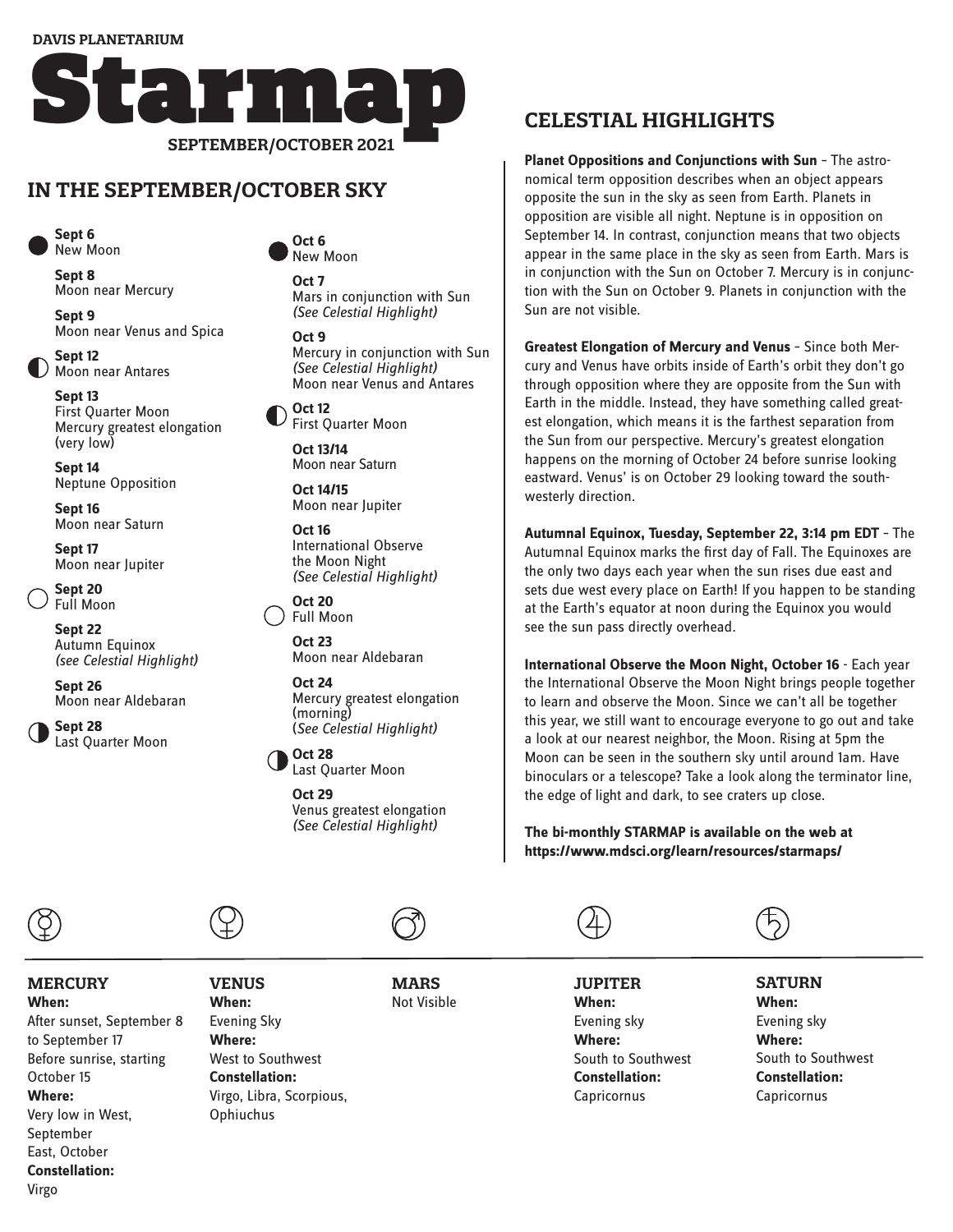DAVIS PLANETARIUM

# Starmap

SEPTEMBER/OCTOBER 2021

## IN THE SEPTEMBER/OCTOBER SKY

**Sept 6**
New Moon

**Sept 8**
Moon near Mercury

**Sept 9**
Moon near Venus and Spica

**Sept 12**
Moon near Antares

**Sept 13**
First Quarter Moon
Mercury greatest elongation (very low)

**Sept 14**
Neptune Opposition

**Sept 16**
Moon near Saturn

**Sept 17**
Moon near Jupiter

**Sept 20**
Full Moon

**Sept 22**
Autumn Equinox
*(see Celestial Highlight)*

**Sept 26**
Moon near Aldebaran

**Sept 28**
Last Quarter Moon

**Oct 6**
New Moon

**Oct 7**
Mars in conjunction with Sun
*(See Celestial Highlight)*

**Oct 9**
Mercury in conjunction with Sun
*(See Celestial Highlight)*
Moon near Venus and Antares

**Oct 12**
First Quarter Moon

**Oct 13/14**
Moon near Saturn

**Oct 14/15**
Moon near Jupiter

**Oct 16**
International Observe the Moon Night
*(See Celestial Highlight)*

**Oct 20**
Full Moon

**Oct 23**
Moon near Aldebaran

**Oct 24**
Mercury greatest elongation (morning)
(*See Celestial Highlight)*

**Oct 28**
Last Quarter Moon

**Oct 29**
Venus greatest elongation
*(See Celestial Highlight)*

## CELESTIAL HIGHLIGHTS

**Planet Oppositions and Conjunctions with Sun** – The astronomical term opposition describes when an object appears opposite the sun in the sky as seen from Earth. Planets in opposition are visible all night. Neptune is in opposition on September 14. In contrast, conjunction means that two objects appear in the same place in the sky as seen from Earth. Mars is in conjunction with the Sun on October 7. Mercury is in conjunction with the Sun on October 9. Planets in conjunction with the Sun are not visible.

**Greatest Elongation of Mercury and Venus** – Since both Mercury and Venus have orbits inside of Earth's orbit they don't go through opposition where they are opposite from the Sun with Earth in the middle. Instead, they have something called greatest elongation, which means it is the farthest separation from the Sun from our perspective. Mercury's greatest elongation happens on the morning of October 24 before sunrise looking eastward. Venus' is on October 29 looking toward the southwesterly direction.

**Autumnal Equinox, Tuesday, September 22, 3:14 pm EDT** – The Autumnal Equinox marks the first day of Fall. The Equinoxes are the only two days each year when the sun rises due east and sets due west every place on Earth! If you happen to be standing at the Earth's equator at noon during the Equinox you would see the sun pass directly overhead.

**International Observe the Moon Night, October 16** - Each year the International Observe the Moon Night brings people together to learn and observe the Moon. Since we can't all be together this year, we still want to encourage everyone to go out and take a look at our nearest neighbor, the Moon. Rising at 5pm the Moon can be seen in the southern sky until around 1am. Have binoculars or a telescope? Take a look along the terminator line, the edge of light and dark, to see craters up close.

**The bi-monthly STARMAP is available on the web at https://www.mdsci.org/learn/resources/starmaps/**

### MERCURY
**When:**
After sunset, September 8 to September 17
Before sunrise, starting October 15
**Where:**
Very low in West, September
East, October
**Constellation:**
Virgo

### VENUS
**When:**
Evening Sky
**Where:**
West to Southwest
**Constellation:**
Virgo, Libra, Scorpious, Ophiuchus

### MARS
Not Visible

### JUPITER
**When:**
Evening sky
**Where:**
South to Southwest
**Constellation:**
Capricornus

### SATURN
**When:**
Evening sky
**Where:**
South to Southwest
**Constellation:**
Capricornus